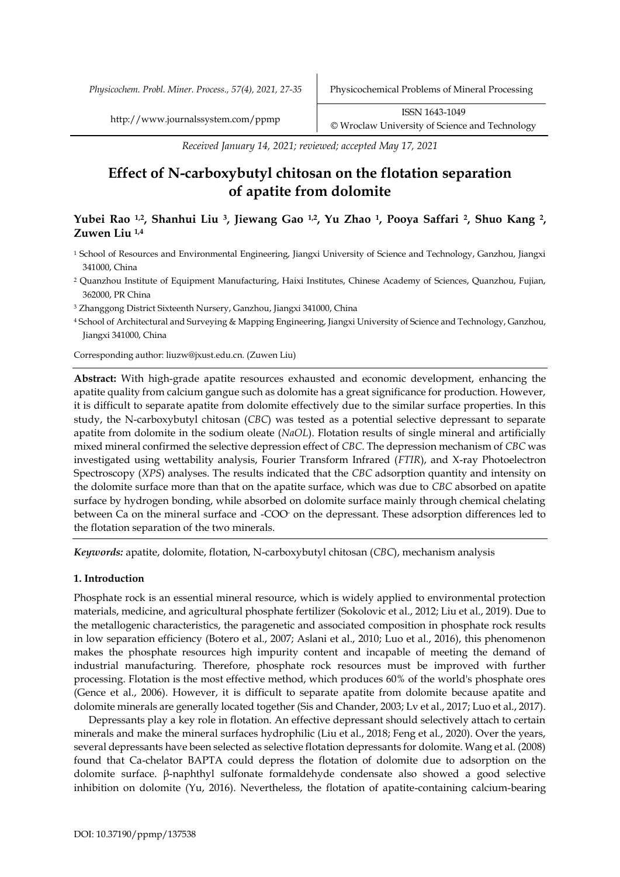Received January 14, 2021; reviewed; accepted May 17, 2021

# Effect of N-carboxybutyl chitosan on the flotation separation of apatite from dolomite

**Yubei Rao [1,2], Shanhui Liu [3], Jiewang Gao [1,2], Yu Zhao [1], Pooya Saffari [2], Shuo Kang [2], Zuwen Liu [1,4]**

[1] School of Resources and Environmental Engineering, Jiangxi University of Science and Technology, Ganzhou, Jiangxi 341000, China

[2] Quanzhou Institute of Equipment Manufacturing, Haixi Institutes, Chinese Academy of Sciences, Quanzhou, Fujian, 362000, PR China

[3] Zhanggong District Sixteenth Nursery, Ganzhou, Jiangxi 341000, China

[4] School of Architectural and Surveying & Mapping Engineering, Jiangxi University of Science and Technology, Ganzhou, Jiangxi 341000, China

Corresponding author: liuzw@jxust.edu.cn. (Zuwen Liu)

**Abstract:** With high-grade apatite resources exhausted and economic development, enhancing the apatite quality from calcium gangue such as dolomite has a great significance for production. However, it is difficult to separate apatite from dolomite effectively due to the similar surface properties. In this study, the N-carboxybutyl chitosan (*CBC*) was tested as a potential selective depressant to separate apatite from dolomite in the sodium oleate (*NaOL*). Flotation results of single mineral and artificially mixed mineral confirmed the selective depression effect of *CBC*. The depression mechanism of *CBC* was investigated using wettability analysis, Fourier Transform Infrared (*FTIR*), and X-ray Photoelectron Spectroscopy (*XPS*) analyses. The results indicated that the *CBC* adsorption quantity and intensity on the dolomite surface more than that on the apatite surface, which was due to *CBC* absorbed on apatite surface by hydrogen bonding, while absorbed on dolomite surface mainly through chemical chelating between Ca on the mineral surface and $-COO^-$ on the depressant. These adsorption differences led to the flotation separation of the two minerals.

***Keywords:*** apatite, dolomite, flotation, N-carboxybutyl chitosan (*CBC*), mechanism analysis

## 1. Introduction

Phosphate rock is an essential mineral resource, which is widely applied to environmental protection materials, medicine, and agricultural phosphate fertilizer (Sokolovic et al., 2012; Liu et al., 2019). Due to the metallogenic characteristics, the paragenetic and associated composition in phosphate rock results in low separation efficiency (Botero et al., 2007; Aslani et al., 2010; Luo et al., 2016), this phenomenon makes the phosphate resources high impurity content and incapable of meeting the demand of industrial manufacturing. Therefore, phosphate rock resources must be improved with further processing. Flotation is the most effective method, which produces 60% of the world's phosphate ores (Gence et al., 2006). However, it is difficult to separate apatite from dolomite because apatite and dolomite minerals are generally located together (Sis and Chander, 2003; Lv et al., 2017; Luo et al., 2017).

Depressants play a key role in flotation. An effective depressant should selectively attach to certain minerals and make the mineral surfaces hydrophilic (Liu et al., 2018; Feng et al., 2020). Over the years, several depressants have been selected as selective flotation depressants for dolomite. Wang et al. (2008) found that Ca-chelator BAPTA could depress the flotation of dolomite due to adsorption on the dolomite surface. β-naphthyl sulfonate formaldehyde condensate also showed a good selective inhibition on dolomite (Yu, 2016). Nevertheless, the flotation of apatite-containing calcium-bearing

DOI: 10.37190/ppmp/137538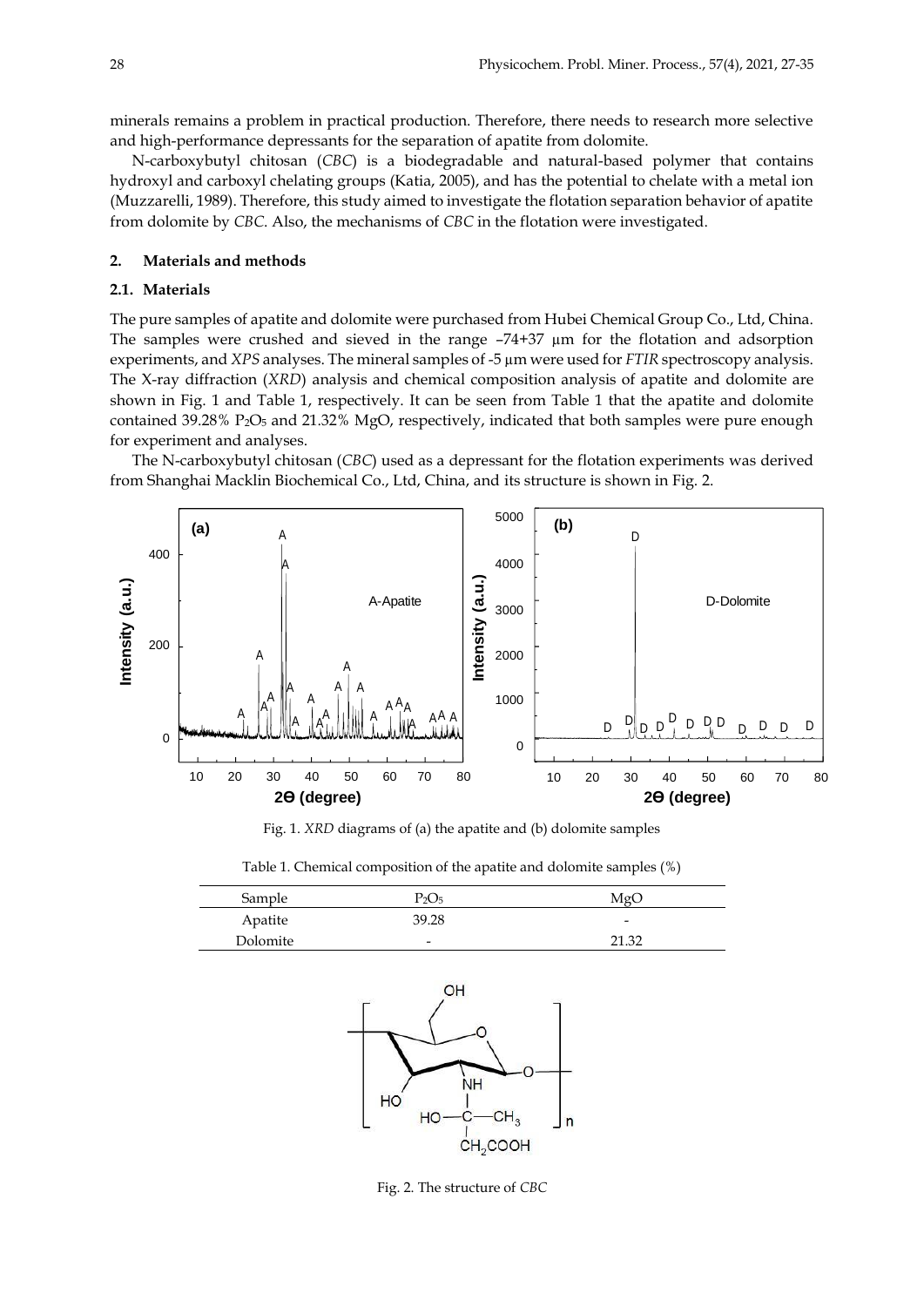minerals remains a problem in practical production. Therefore, there needs to research more selective and high-performance depressants for the separation of apatite from dolomite.

N-carboxybutyl chitosan (*CBC*) is a biodegradable and natural-based polymer that contains hydroxyl and carboxyl chelating groups (Katia, 2005), and has the potential to chelate with a metal ion (Muzzarelli, 1989). Therefore, this study aimed to investigate the flotation separation behavior of apatite from dolomite by *CBC*. Also, the mechanisms of *CBC* in the flotation were investigated.

## 2. Materials and methods

### 2.1. Materials

The pure samples of apatite and dolomite were purchased from Hubei Chemical Group Co., Ltd, China. The samples were crushed and sieved in the range –74+37 μm for the flotation and adsorption experiments, and *XPS* analyses. The mineral samples of -5 μm were used for *FTIR* spectroscopy analysis. The X-ray diffraction (*XRD*) analysis and chemical composition analysis of apatite and dolomite are shown in Fig. 1 and Table 1, respectively. It can be seen from Table 1 that the apatite and dolomite contained 39.28% $P_2O_5$ and 21.32% MgO, respectively, indicated that both samples were pure enough for experiment and analyses.

The N-carboxybutyl chitosan (*CBC*) used as a depressant for the flotation experiments was derived from Shanghai Macklin Biochemical Co., Ltd, China, and its structure is shown in Fig. 2.

Fig. 1. *XRD* diagrams of (a) the apatite and (b) dolomite samples

Table 1. Chemical composition of the apatite and dolomite samples (%)

| Sample | $P_2O_5$ | MgO |
|---|---|---|
| Apatite | 39.28 | - |
| Dolomite | - | 21.32 |

Fig. 2. The structure of *CBC*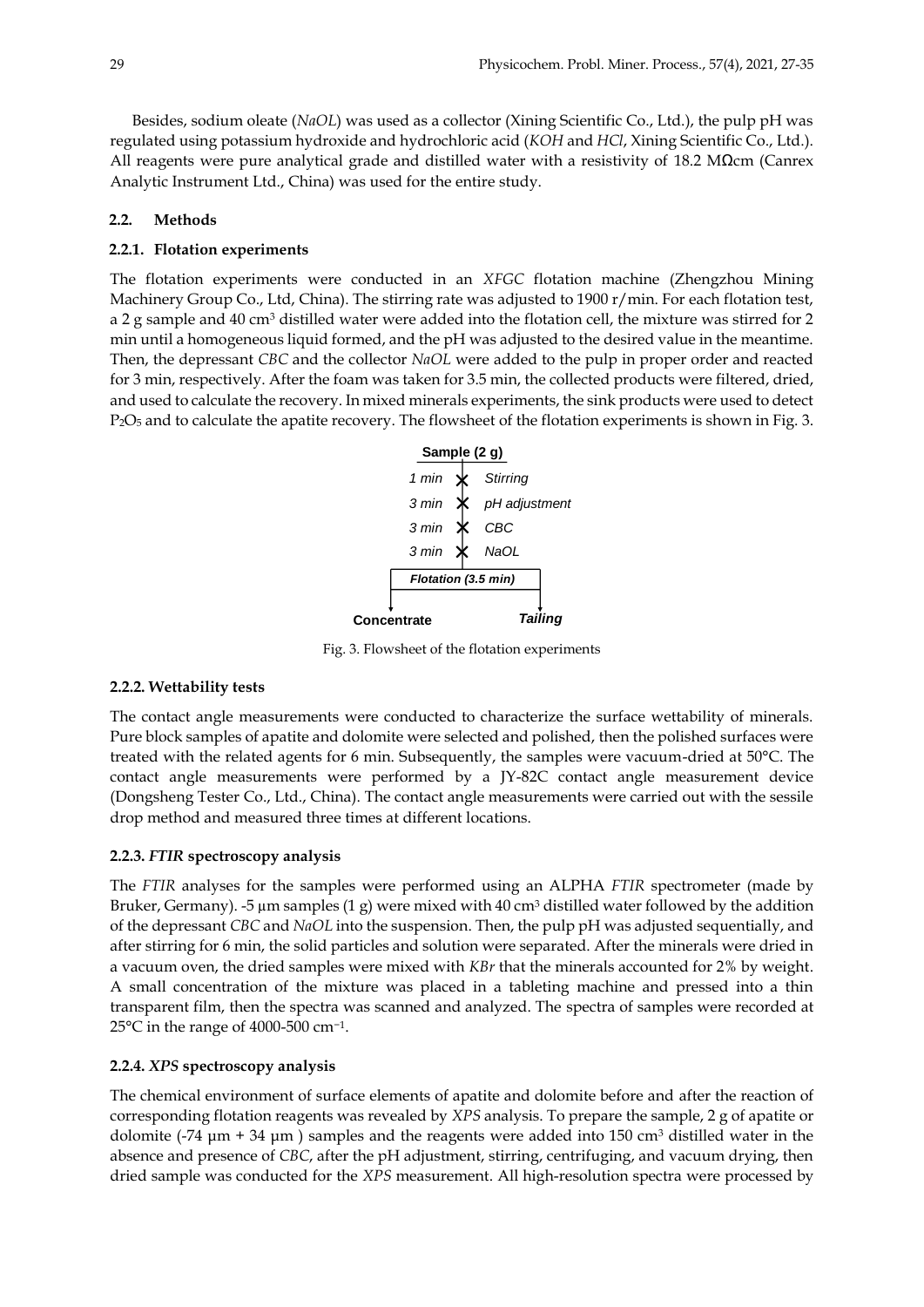Besides, sodium oleate (*NaOL*) was used as a collector (Xining Scientific Co., Ltd.), the pulp pH was regulated using potassium hydroxide and hydrochloric acid (*KOH* and *HCl*, Xining Scientific Co., Ltd.). All reagents were pure analytical grade and distilled water with a resistivity of 18.2 MΩcm (Canrex Analytic Instrument Ltd., China) was used for the entire study.

## 2.2. Methods

### 2.2.1. Flotation experiments

The flotation experiments were conducted in an *XFGC* flotation machine (Zhengzhou Mining Machinery Group Co., Ltd, China). The stirring rate was adjusted to 1900 r/min. For each flotation test, a 2 g sample and 40 $cm^3$ distilled water were added into the flotation cell, the mixture was stirred for 2 min until a homogeneous liquid formed, and the pH was adjusted to the desired value in the meantime. Then, the depressant *CBC* and the collector *NaOL* were added to the pulp in proper order and reacted for 3 min, respectively. After the foam was taken for 3.5 min, the collected products were filtered, dried, and used to calculate the recovery. In mixed minerals experiments, the sink products were used to detect $P_2O_5$ and to calculate the apatite recovery. The flowsheet of the flotation experiments is shown in Fig. 3.

**Sample (2 g)**

- *1 min* — *Stirring*
- *3 min* — *pH adjustment*
- *3 min* — *CBC*
- *3 min* — *NaOL*

***Flotation (3.5 min)***

**Concentrate** / ***Tailing***

Fig. 3. Flowsheet of the flotation experiments

### 2.2.2. Wettability tests

The contact angle measurements were conducted to characterize the surface wettability of minerals. Pure block samples of apatite and dolomite were selected and polished, then the polished surfaces were treated with the related agents for 6 min. Subsequently, the samples were vacuum-dried at 50°C. The contact angle measurements were performed by a JY-82C contact angle measurement device (Dongsheng Tester Co., Ltd., China). The contact angle measurements were carried out with the sessile drop method and measured three times at different locations.

### 2.2.3. *FTIR* spectroscopy analysis

The *FTIR* analyses for the samples were performed using an ALPHA *FTIR* spectrometer (made by Bruker, Germany). -5 µm samples (1 g) were mixed with 40 $cm^3$ distilled water followed by the addition of the depressant *CBC* and *NaOL* into the suspension. Then, the pulp pH was adjusted sequentially, and after stirring for 6 min, the solid particles and solution were separated. After the minerals were dried in a vacuum oven, the dried samples were mixed with *KBr* that the minerals accounted for 2% by weight. A small concentration of the mixture was placed in a tableting machine and pressed into a thin transparent film, then the spectra was scanned and analyzed. The spectra of samples were recorded at 25°C in the range of 4000-500 $cm^{-1}$.

### 2.2.4. *XPS* spectroscopy analysis

The chemical environment of surface elements of apatite and dolomite before and after the reaction of corresponding flotation reagents was revealed by *XPS* analysis. To prepare the sample, 2 g of apatite or dolomite (-74 µm + 34 µm ) samples and the reagents were added into 150 $cm^3$ distilled water in the absence and presence of *CBC*, after the pH adjustment, stirring, centrifuging, and vacuum drying, then dried sample was conducted for the *XPS* measurement. All high-resolution spectra were processed by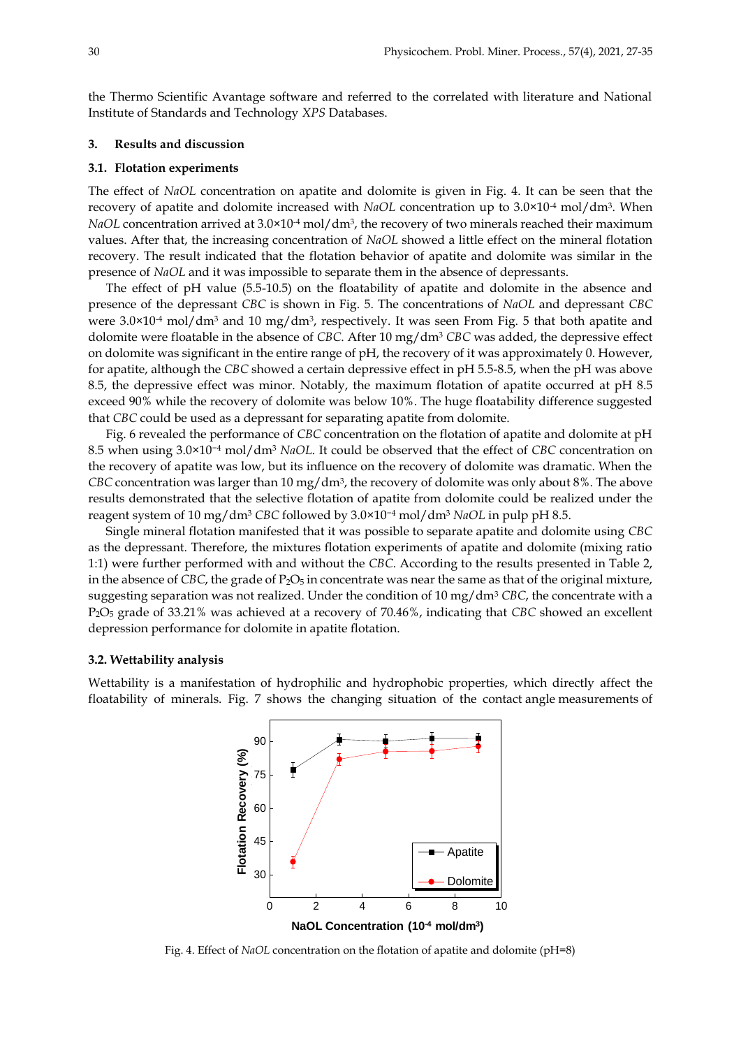the Thermo Scientific Avantage software and referred to the correlated with literature and National Institute of Standards and Technology *XPS* Databases.

## 3. Results and discussion

### 3.1. Flotation experiments

The effect of *NaOL* concentration on apatite and dolomite is given in Fig. 4. It can be seen that the recovery of apatite and dolomite increased with *NaOL* concentration up to $3.0\times10^{-4}$ mol/dm$^3$. When *NaOL* concentration arrived at $3.0\times10^{-4}$ mol/dm$^3$, the recovery of two minerals reached their maximum values. After that, the increasing concentration of *NaOL* showed a little effect on the mineral flotation recovery. The result indicated that the flotation behavior of apatite and dolomite was similar in the presence of *NaOL* and it was impossible to separate them in the absence of depressants.

The effect of pH value (5.5-10.5) on the floatability of apatite and dolomite in the absence and presence of the depressant *CBC* is shown in Fig. 5. The concentrations of *NaOL* and depressant *CBC* were $3.0\times10^{-4}$ mol/dm$^3$ and 10 mg/dm$^3$, respectively. It was seen From Fig. 5 that both apatite and dolomite were floatable in the absence of *CBC*. After 10 mg/dm$^3$ *CBC* was added, the depressive effect on dolomite was significant in the entire range of pH, the recovery of it was approximately 0. However, for apatite, although the *CBC* showed a certain depressive effect in pH 5.5-8.5, when the pH was above 8.5, the depressive effect was minor. Notably, the maximum flotation of apatite occurred at pH 8.5 exceed 90% while the recovery of dolomite was below 10%. The huge floatability difference suggested that *CBC* could be used as a depressant for separating apatite from dolomite.

Fig. 6 revealed the performance of *CBC* concentration on the flotation of apatite and dolomite at pH 8.5 when using $3.0\times10^{-4}$ mol/dm$^3$ *NaOL*. It could be observed that the effect of *CBC* concentration on the recovery of apatite was low, but its influence on the recovery of dolomite was dramatic. When the *CBC* concentration was larger than 10 mg/dm$^3$, the recovery of dolomite was only about 8%. The above results demonstrated that the selective flotation of apatite from dolomite could be realized under the reagent system of 10 mg/dm$^3$ *CBC* followed by $3.0\times10^{-4}$ mol/dm$^3$ *NaOL* in pulp pH 8.5.

Single mineral flotation manifested that it was possible to separate apatite and dolomite using *CBC* as the depressant. Therefore, the mixtures flotation experiments of apatite and dolomite (mixing ratio 1:1) were further performed with and without the *CBC*. According to the results presented in Table 2, in the absence of *CBC*, the grade of $P_2O_5$ in concentrate was near the same as that of the original mixture, suggesting separation was not realized. Under the condition of 10 mg/dm$^3$ *CBC*, the concentrate with a $P_2O_5$ grade of 33.21% was achieved at a recovery of 70.46%, indicating that *CBC* showed an excellent depression performance for dolomite in apatite flotation.

### 3.2. Wettability analysis

Wettability is a manifestation of hydrophilic and hydrophobic properties, which directly affect the floatability of minerals. Fig. 7 shows the changing situation of the contact angle measurements of

Fig. 4. Effect of *NaOL* concentration on the flotation of apatite and dolomite (pH=8)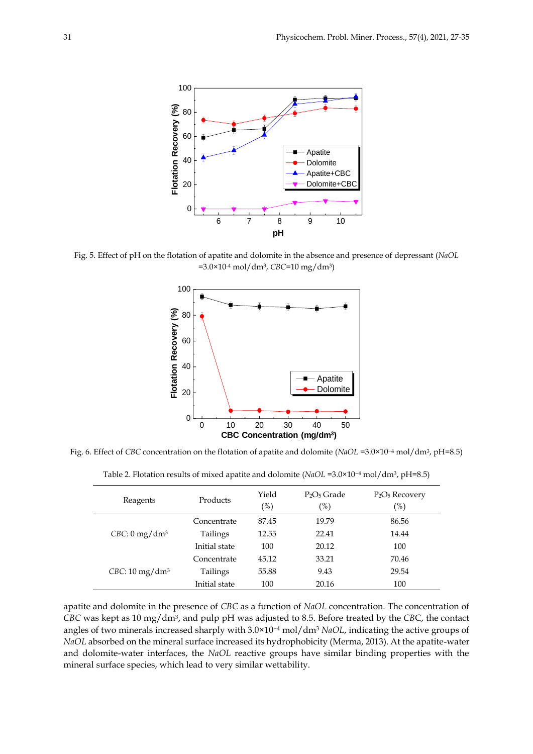Fig. 5. Effect of pH on the flotation of apatite and dolomite in the absence and presence of depressant (*NaOL* $=3.0\times10^{-4}$ mol/dm$^3$, *CBC*=10 mg/dm$^3$)

Fig. 6. Effect of *CBC* concentration on the flotation of apatite and dolomite (*NaOL* $=3.0\times10^{-4}$ mol/dm$^3$, pH=8.5)

Table 2. Flotation results of mixed apatite and dolomite (*NaOL* $=3.0\times10^{-4}$ mol/dm$^3$, pH=8.5)

| Reagents | Products | Yield (%) | $P_2O_5$ Grade (%) | $P_2O_5$ Recovery (%) |
|---|---|---|---|---|
| *CBC*: 0 mg/dm$^3$ | Concentrate | 87.45 | 19.79 | 86.56 |
| | Tailings | 12.55 | 22.41 | 14.44 |
| | Initial state | 100 | 20.12 | 100 |
| *CBC*: 10 mg/dm$^3$ | Concentrate | 45.12 | 33.21 | 70.46 |
| | Tailings | 55.88 | 9.43 | 29.54 |
| | Initial state | 100 | 20.16 | 100 |

apatite and dolomite in the presence of *CBC* as a function of *NaOL* concentration. The concentration of *CBC* was kept as 10 mg/dm$^3$, and pulp pH was adjusted to 8.5. Before treated by the *CBC*, the contact angles of two minerals increased sharply with $3.0\times10^{-4}$ mol/dm$^3$ *NaOL*, indicating the active groups of *NaOL* absorbed on the mineral surface increased its hydrophobicity (Merma, 2013). At the apatite-water and dolomite-water interfaces, the *NaOL* reactive groups have similar binding properties with the mineral surface species, which lead to very similar wettability.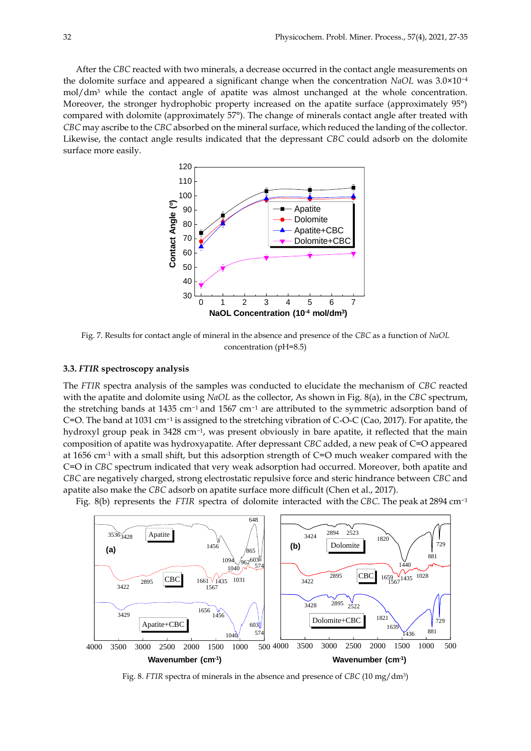After the *CBC* reacted with two minerals, a decrease occurred in the contact angle measurements on the dolomite surface and appeared a significant change when the concentration *NaOL* was $3.0\times10^{-4}$ mol/dm$^3$ while the contact angle of apatite was almost unchanged at the whole concentration. Moreover, the stronger hydrophobic property increased on the apatite surface (approximately 95°) compared with dolomite (approximately 57°). The change of minerals contact angle after treated with *CBC* may ascribe to the *CBC* absorbed on the mineral surface, which reduced the landing of the collector. Likewise, the contact angle results indicated that the depressant *CBC* could adsorb on the dolomite surface more easily.

Fig. 7. Results for contact angle of mineral in the absence and presence of the *CBC* as a function of *NaOL* concentration (pH=8.5)

### 3.3. *FTIR* spectroscopy analysis

The *FTIR* spectra analysis of the samples was conducted to elucidate the mechanism of *CBC* reacted with the apatite and dolomite using *NaOL* as the collector, As shown in Fig. 8(a), in the *CBC* spectrum, the stretching bands at 1435 cm$^{-1}$ and 1567 cm$^{-1}$ are attributed to the symmetric adsorption band of C=O. The band at 1031 cm$^{-1}$ is assigned to the stretching vibration of C-O-C (Cao, 2017). For apatite, the hydroxyl group peak in 3428 cm$^{-1}$, was present obviously in bare apatite, it reflected that the main composition of apatite was hydroxyapatite. After depressant *CBC* added, a new peak of C=O appeared at 1656 cm$^{-1}$ with a small shift, but this adsorption strength of C=O much weaker compared with the C=O in *CBC* spectrum indicated that very weak adsorption had occurred. Moreover, both apatite and *CBC* are negatively charged, strong electrostatic repulsive force and steric hindrance between *CBC* and apatite also make the *CBC* adsorb on apatite surface more difficult (Chen et al., 2017).

Fig. 8(b) represents the *FTIR* spectra of dolomite interacted with the *CBC*. The peak at 2894 cm$^{-1}$

Fig. 8. *FTIR* spectra of minerals in the absence and presence of *CBC* (10 mg/dm$^3$)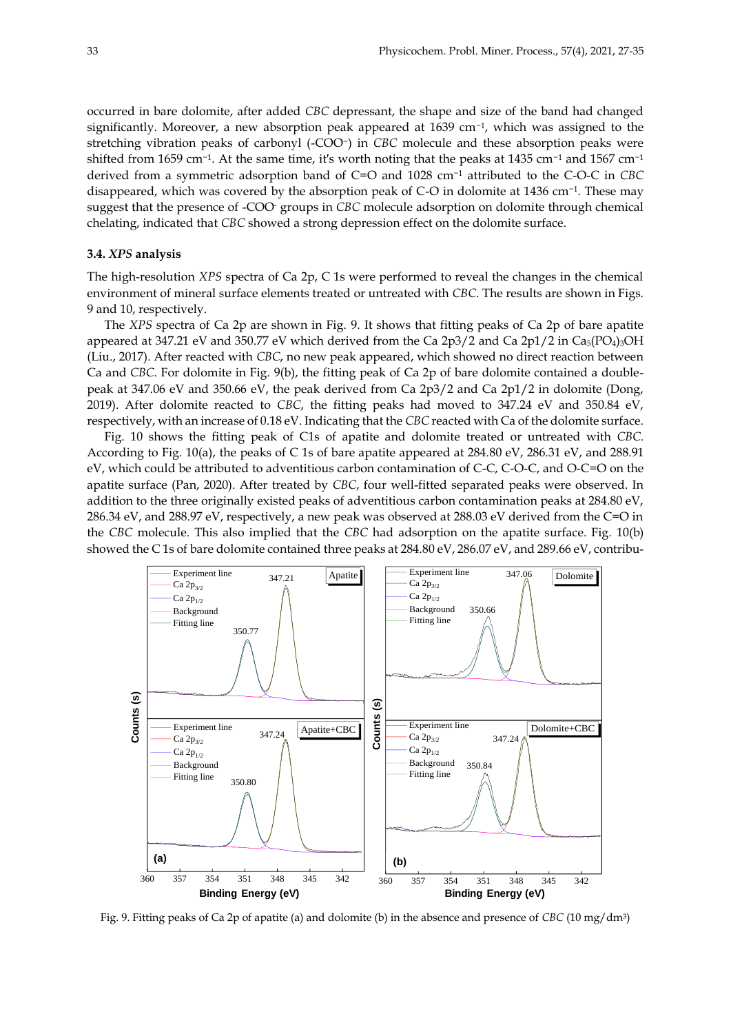occurred in bare dolomite, after added *CBC* depressant, the shape and size of the band had changed significantly. Moreover, a new absorption peak appeared at 1639 $cm^{-1}$, which was assigned to the stretching vibration peaks of carbonyl ($-COO^-$) in *CBC* molecule and these absorption peaks were shifted from 1659 $cm^{-1}$. At the same time, it's worth noting that the peaks at 1435 $cm^{-1}$ and 1567 $cm^{-1}$ derived from a symmetric adsorption band of C=O and 1028 $cm^{-1}$ attributed to the C-O-C in *CBC* disappeared, which was covered by the absorption peak of C-O in dolomite at 1436 $cm^{-1}$. These may suggest that the presence of $-COO^-$ groups in *CBC* molecule adsorption on dolomite through chemical chelating, indicated that *CBC* showed a strong depression effect on the dolomite surface.

### 3.4. *XPS* analysis

The high-resolution *XPS* spectra of Ca 2p, C 1s were performed to reveal the changes in the chemical environment of mineral surface elements treated or untreated with *CBC*. The results are shown in Figs. 9 and 10, respectively.

The *XPS* spectra of Ca 2p are shown in Fig. 9. It shows that fitting peaks of Ca 2p of bare apatite appeared at 347.21 eV and 350.77 eV which derived from the Ca 2p3/2 and Ca 2p1/2 in $Ca_5(PO_4)_3OH$ (Liu., 2017). After reacted with *CBC*, no new peak appeared, which showed no direct reaction between Ca and *CBC*. For dolomite in Fig. 9(b), the fitting peak of Ca 2p of bare dolomite contained a double-peak at 347.06 eV and 350.66 eV, the peak derived from Ca 2p3/2 and Ca 2p1/2 in dolomite (Dong, 2019). After dolomite reacted to *CBC*, the fitting peaks had moved to 347.24 eV and 350.84 eV, respectively, with an increase of 0.18 eV. Indicating that the *CBC* reacted with Ca of the dolomite surface.

Fig. 10 shows the fitting peak of C1s of apatite and dolomite treated or untreated with *CBC*. According to Fig. 10(a), the peaks of C 1s of bare apatite appeared at 284.80 eV, 286.31 eV, and 288.91 eV, which could be attributed to adventitious carbon contamination of C-C, C-O-C, and O-C=O on the apatite surface (Pan, 2020). After treated by *CBC*, four well-fitted separated peaks were observed. In addition to the three originally existed peaks of adventitious carbon contamination peaks at 284.80 eV, 286.34 eV, and 288.97 eV, respectively, a new peak was observed at 288.03 eV derived from the C=O in the *CBC* molecule. This also implied that the *CBC* had adsorption on the apatite surface. Fig. 10(b) showed the C 1s of bare dolomite contained three peaks at 284.80 eV, 286.07 eV, and 289.66 eV, contribu-

Fig. 9. Fitting peaks of Ca 2p of apatite (a) and dolomite (b) in the absence and presence of *CBC* (10 mg/dm³)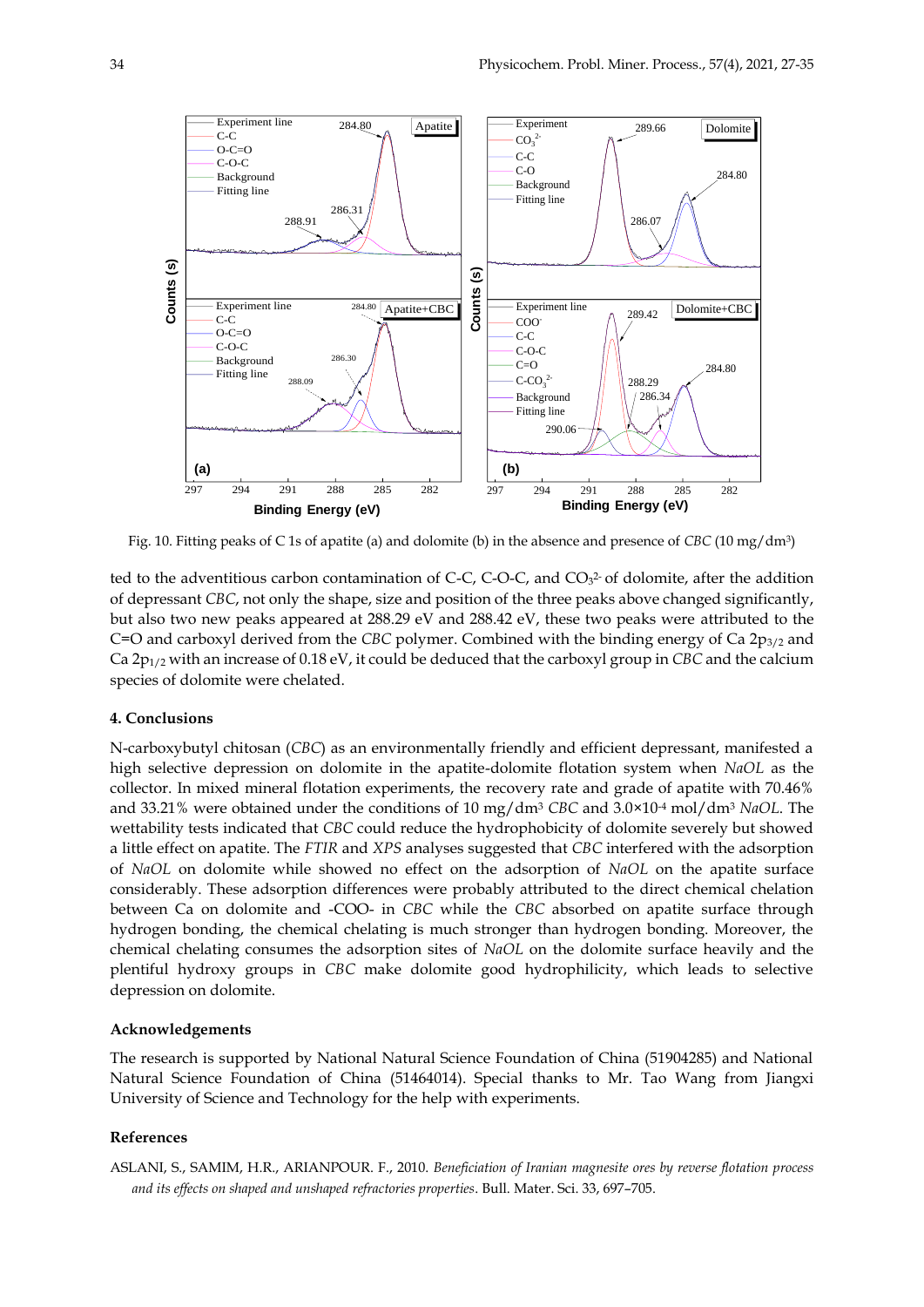Fig. 10. Fitting peaks of C 1s of apatite (a) and dolomite (b) in the absence and presence of *CBC* (10 mg/dm³)

ted to the adventitious carbon contamination of C-C, C-O-C, and $CO_3^{2-}$ of dolomite, after the addition of depressant *CBC*, not only the shape, size and position of the three peaks above changed significantly, but also two new peaks appeared at 288.29 eV and 288.42 eV, these two peaks were attributed to the C=O and carboxyl derived from the *CBC* polymer. Combined with the binding energy of Ca $2p_{3/2}$ and Ca $2p_{1/2}$ with an increase of 0.18 eV, it could be deduced that the carboxyl group in *CBC* and the calcium species of dolomite were chelated.

## 4. Conclusions

N-carboxybutyl chitosan (*CBC*) as an environmentally friendly and efficient depressant, manifested a high selective depression on dolomite in the apatite-dolomite flotation system when *NaOL* as the collector. In mixed mineral flotation experiments, the recovery rate and grade of apatite with 70.46% and 33.21% were obtained under the conditions of 10 mg/dm³ *CBC* and $3.0\times10^{-4}$ mol/dm³ *NaOL*. The wettability tests indicated that *CBC* could reduce the hydrophobicity of dolomite severely but showed a little effect on apatite. The *FTIR* and *XPS* analyses suggested that *CBC* interfered with the adsorption of *NaOL* on dolomite while showed no effect on the adsorption of *NaOL* on the apatite surface considerably. These adsorption differences were probably attributed to the direct chemical chelation between Ca on dolomite and -COO- in *CBC* while the *CBC* absorbed on apatite surface through hydrogen bonding, the chemical chelating is much stronger than hydrogen bonding. Moreover, the chemical chelating consumes the adsorption sites of *NaOL* on the dolomite surface heavily and the plentiful hydroxy groups in *CBC* make dolomite good hydrophilicity, which leads to selective depression on dolomite.

## Acknowledgements

The research is supported by National Natural Science Foundation of China (51904285) and National Natural Science Foundation of China (51464014). Special thanks to Mr. Tao Wang from Jiangxi University of Science and Technology for the help with experiments.

## References

ASLANI, S., SAMIM, H.R., ARIANPOUR. F., 2010. *Beneficiation of Iranian magnesite ores by reverse flotation process and its effects on shaped and unshaped refractories properties*. Bull. Mater. Sci. 33, 697–705.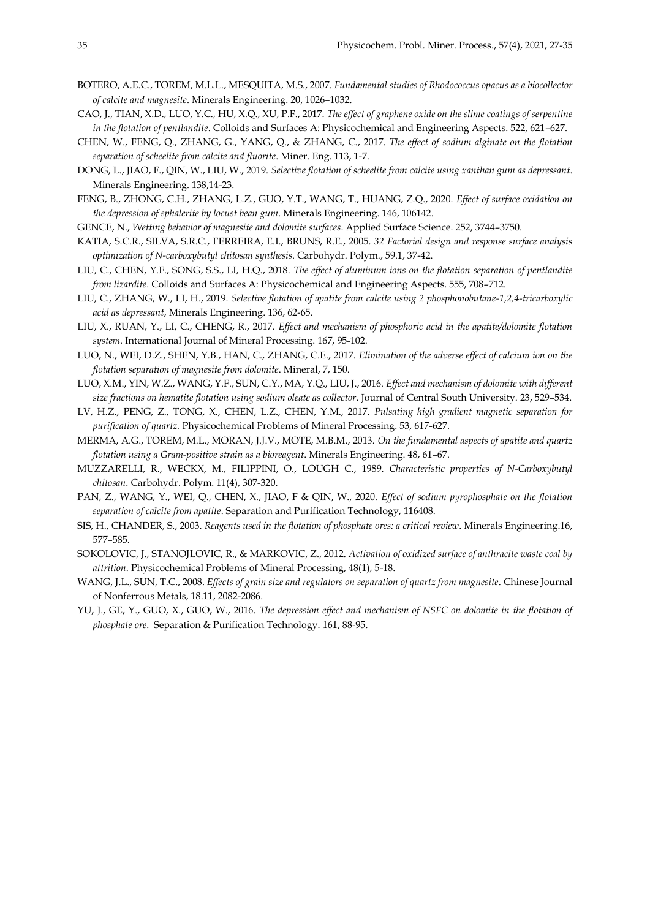BOTERO, A.E.C., TOREM, M.L.L., MESQUITA, M.S., 2007. *Fundamental studies of Rhodococcus opacus as a biocollector of calcite and magnesite*. Minerals Engineering. 20, 1026–1032.

CAO, J., TIAN, X.D., LUO, Y.C., HU, X.Q., XU, P.F., 2017. *The effect of graphene oxide on the slime coatings of serpentine in the flotation of pentlandite*. Colloids and Surfaces A: Physicochemical and Engineering Aspects. 522, 621–627.

CHEN, W., FENG, Q., ZHANG, G., YANG, Q., & ZHANG, C., 2017. *The effect of sodium alginate on the flotation separation of scheelite from calcite and fluorite*. Miner. Eng. 113, 1-7.

DONG, L., JIAO, F., QIN, W., LIU, W., 2019. *Selective flotation of scheelite from calcite using xanthan gum as depressant*. Minerals Engineering. 138,14-23.

FENG, B., ZHONG, C.H., ZHANG, L.Z., GUO, Y.T., WANG, T., HUANG, Z.Q., 2020. *Effect of surface oxidation on the depression of sphalerite by locust bean gum*. Minerals Engineering. 146, 106142.

GENCE, N., *Wetting behavior of magnesite and dolomite surfaces*. Applied Surface Science. 252, 3744–3750.

KATIA, S.C.R., SILVA, S.R.C., FERREIRA, E.I., BRUNS, R.E., 2005. *32 Factorial design and response surface analysis optimization of N-carboxybutyl chitosan synthesis*. Carbohydr. Polym., 59.1, 37-42.

LIU, C., CHEN, Y.F., SONG, S.S., LI, H.Q., 2018. *The effect of aluminum ions on the flotation separation of pentlandite from lizardite*. Colloids and Surfaces A: Physicochemical and Engineering Aspects. 555, 708–712.

LIU, C., ZHANG, W., LI, H., 2019. *Selective flotation of apatite from calcite using 2 phosphonobutane-1,2,4-tricarboxylic acid as depressant*, Minerals Engineering. 136, 62-65.

LIU, X., RUAN, Y., LI, C., CHENG, R., 2017. *Effect and mechanism of phosphoric acid in the apatite/dolomite flotation system*. International Journal of Mineral Processing. 167, 95-102.

LUO, N., WEI, D.Z., SHEN, Y.B., HAN, C., ZHANG, C.E., 2017. *Elimination of the adverse effect of calcium ion on the flotation separation of magnesite from dolomite*. Mineral, 7, 150.

LUO, X.M., YIN, W.Z., WANG, Y.F., SUN, C.Y., MA, Y.Q., LIU, J., 2016. *Effect and mechanism of dolomite with different size fractions on hematite flotation using sodium oleate as collector*. Journal of Central South University. 23, 529–534.

LV, H.Z., PENG, Z., TONG, X., CHEN, L.Z., CHEN, Y.M., 2017. *Pulsating high gradient magnetic separation for purification of quartz*. Physicochemical Problems of Mineral Processing. 53, 617-627.

MERMA, A.G., TOREM, M.L., MORAN, J.J.V., MOTE, M.B.M., 2013. *On the fundamental aspects of apatite and quartz flotation using a Gram-positive strain as a bioreagent*. Minerals Engineering. 48, 61–67.

MUZZARELLI, R., WECKX, M., FILIPPINI, O., LOUGH C., 1989. *Characteristic properties of N-Carboxybutyl chitosan*. Carbohydr. Polym. 11(4), 307-320.

PAN, Z., WANG, Y., WEI, Q., CHEN, X., JIAO, F & QIN, W., 2020. *Effect of sodium pyrophosphate on the flotation separation of calcite from apatite*. Separation and Purification Technology, 116408.

SIS, H., CHANDER, S., 2003. *Reagents used in the flotation of phosphate ores: a critical review*. Minerals Engineering.16, 577–585.

SOKOLOVIC, J., STANOJLOVIC, R., & MARKOVIC, Z., 2012. *Activation of oxidized surface of anthracite waste coal by attrition*. Physicochemical Problems of Mineral Processing, 48(1), 5-18.

WANG, J.L., SUN, T.C., 2008. *Effects of grain size and regulators on separation of quartz from magnesite*. Chinese Journal of Nonferrous Metals, 18.11, 2082-2086.

YU, J., GE, Y., GUO, X., GUO, W., 2016. *The depression effect and mechanism of NSFC on dolomite in the flotation of phosphate ore*. Separation & Purification Technology. 161, 88-95.